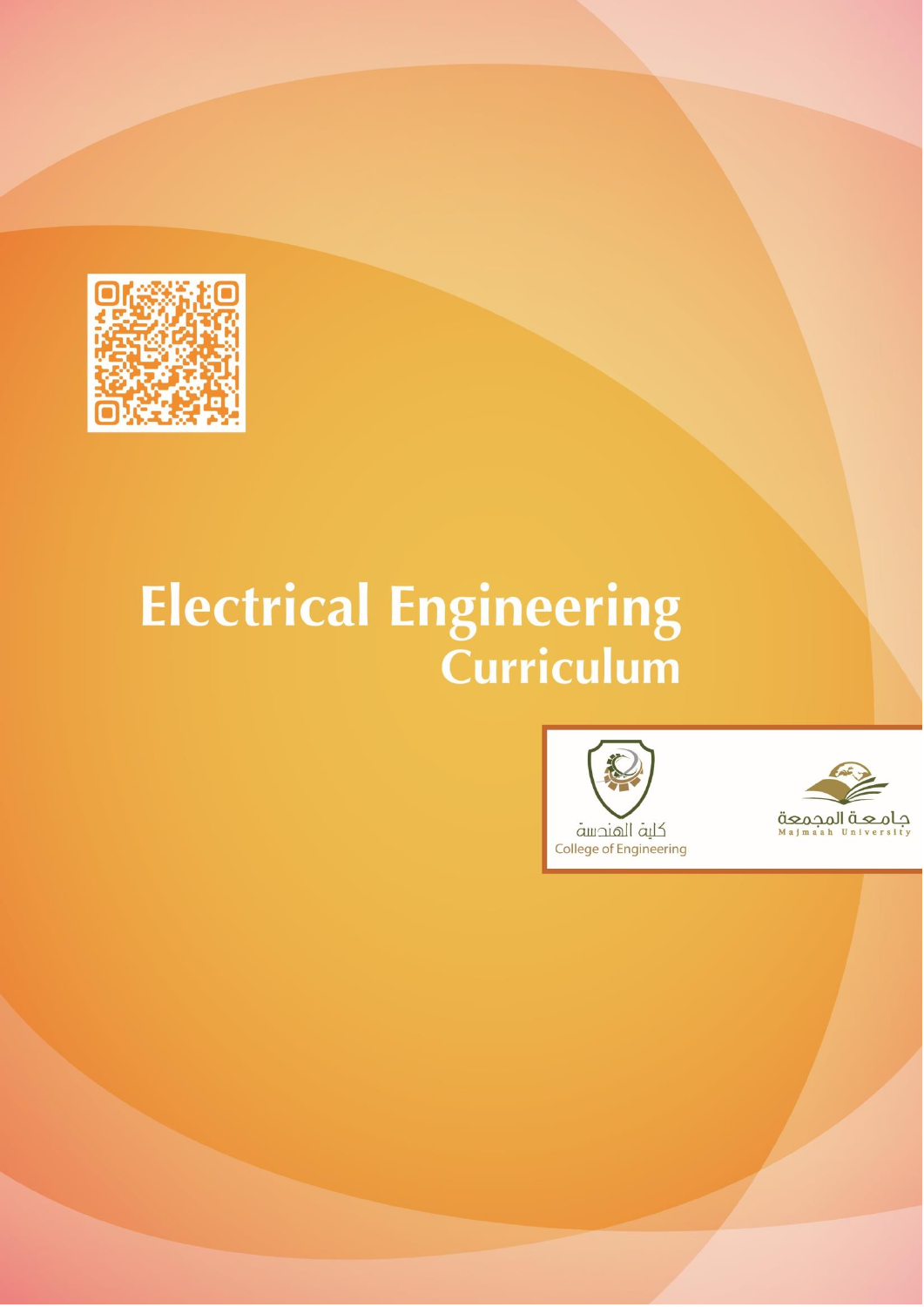# Electrical Engineering Curriculum

كلية الهندسة
College of Engineering

جامعة المجمعة
Majmaah University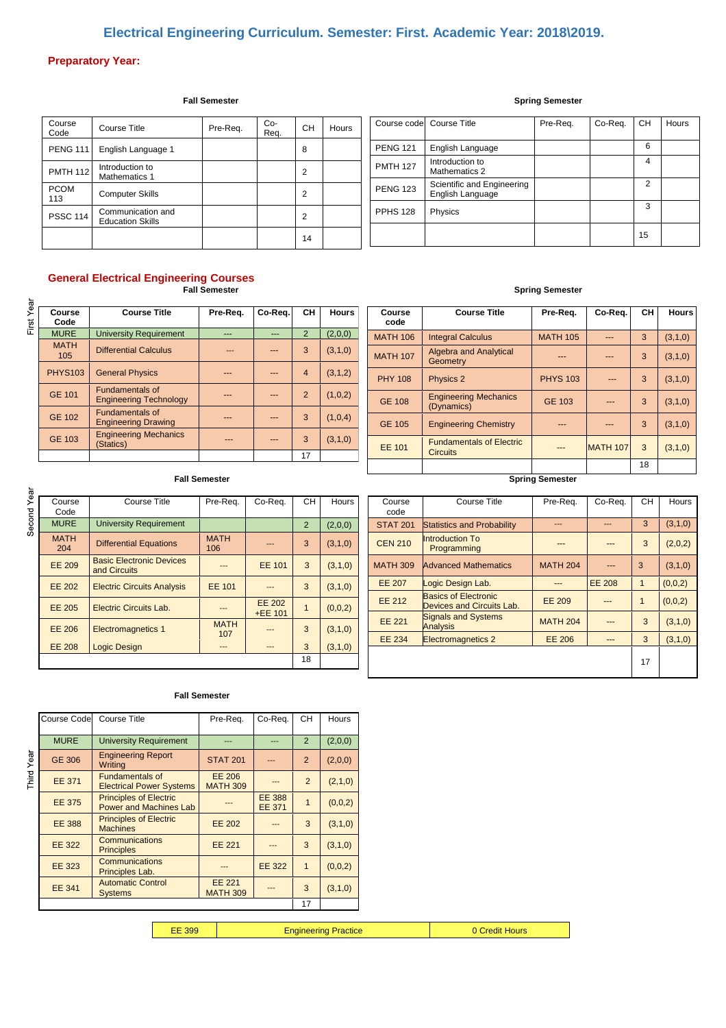# Electrical Engineering Curriculum. Semester: First. Academic Year: 2018\2019.

## Preparatory Year:

**Fall Semester**

| Course Code | Course Title | Pre-Req. | Co-Req. | CH | Hours |
|---|---|---|---|---|---|
| PENG 111 | English Language 1 | | | 8 | |
| PMTH 112 | Introduction to Mathematics 1 | | | 2 | |
| PCOM 113 | Computer Skills | | | 2 | |
| PSSC 114 | Communication and Education Skills | | | 2 | |
| | | | | 14 | |

**Spring Semester**

| Course code | Course Title | Pre-Req. | Co-Req. | CH | Hours |
|---|---|---|---|---|---|
| PENG 121 | English Language | | | 6 | |
| PMTH 127 | Introduction to Mathematics 2 | | | 4 | |
| PENG 123 | Scientific and Engineering English Language | | | 2 | |
| PPHS 128 | Physics | | | 3 | |
| | | | | 15 | |

## General Electrical Engineering Courses

### First Year

**Fall Semester**

| Course Code | Course Title | Pre-Req. | Co-Req. | CH | Hours |
|---|---|---|---|---|---|
| MURE | University Requirement | --- | --- | 2 | (2,0,0) |
| MATH 105 | Differential Calculus | --- | --- | 3 | (3,1,0) |
| PHYS103 | General Physics | --- | --- | 4 | (3,1,2) |
| GE 101 | Fundamentals of Engineering Technology | --- | --- | 2 | (1,0,2) |
| GE 102 | Fundamentals of Engineering Drawing | --- | --- | 3 | (1,0,4) |
| GE 103 | Engineering Mechanics (Statics) | --- | --- | 3 | (3,1,0) |
| | | | | 17 | |

**Spring Semester**

| Course code | Course Title | Pre-Req. | Co-Req. | CH | Hours |
|---|---|---|---|---|---|
| MATH 106 | Integral Calculus | MATH 105 | --- | 3 | (3,1,0) |
| MATH 107 | Algebra and Analytical Geometry | --- | --- | 3 | (3,1,0) |
| PHY 108 | Physics 2 | PHYS 103 | --- | 3 | (3,1,0) |
| GE 108 | Engineering Mechanics (Dynamics) | GE 103 | --- | 3 | (3,1,0) |
| GE 105 | Engineering Chemistry | --- | --- | 3 | (3,1,0) |
| EE 101 | Fundamentals of Electric Circuits | --- | MATH 107 | 3 | (3,1,0) |
| | | | | 18 | |

### Second Year

**Fall Semester**

| Course Code | Course Title | Pre-Req. | Co-Req. | CH | Hours |
|---|---|---|---|---|---|
| MURE | University Requirement | | | 2 | (2,0,0) |
| MATH 204 | Differential Equations | MATH 106 | --- | 3 | (3,1,0) |
| EE 209 | Basic Electronic Devices and Circuits | --- | EE 101 | 3 | (3,1,0) |
| EE 202 | Electric Circuits Analysis | EE 101 | --- | 3 | (3,1,0) |
| EE 205 | Electric Circuits Lab. | --- | EE 202 +EE 101 | 1 | (0,0,2) |
| EE 206 | Electromagnetics 1 | MATH 107 | --- | 3 | (3,1,0) |
| EE 208 | Logic Design | --- | --- | 3 | (3,1,0) |
| | | | | 18 | |

**Spring Semester**

| Course code | Course Title | Pre-Req. | Co-Req. | CH | Hours |
|---|---|---|---|---|---|
| STAT 201 | Statistics and Probability | --- | --- | 3 | (3,1,0) |
| CEN 210 | Introduction To Programming | --- | --- | 3 | (2,0,2) |
| MATH 309 | Advanced Mathematics | MATH 204 | --- | 3 | (3,1,0) |
| EE 207 | Logic Design Lab. | --- | EE 208 | 1 | (0,0,2) |
| EE 212 | Basics of Electronic Devices and Circuits Lab. | EE 209 | --- | 1 | (0,0,2) |
| EE 221 | Signals and Systems Analysis | MATH 204 | --- | 3 | (3,1,0) |
| EE 234 | Electromagnetics 2 | EE 206 | --- | 3 | (3,1,0) |
| | | | | 17 | |

### Third Year

**Fall Semester**

| Course Code | Course Title | Pre-Req. | Co-Req. | CH | Hours |
|---|---|---|---|---|---|
| MURE | University Requirement | --- | --- | 2 | (2,0,0) |
| GE 306 | Engineering Report Writing | STAT 201 | --- | 2 | (2,0,0) |
| EE 371 | Fundamentals of Electrical Power Systems | EE 206 MATH 309 | --- | 2 | (2,1,0) |
| EE 375 | Principles of Electric Power and Machines Lab | --- | EE 388 EE 371 | 1 | (0,0,2) |
| EE 388 | Principles of Electric Machines | EE 202 | --- | 3 | (3,1,0) |
| EE 322 | Communications Principles | EE 221 | --- | 3 | (3,1,0) |
| EE 323 | Communications Principles Lab. | --- | EE 322 | 1 | (0,0,2) |
| EE 341 | Automatic Control Systems | EE 221 MATH 309 | --- | 3 | (3,1,0) |
| | | | | 17 | |

| | | |
|---|---|---|
| EE 399 | Engineering Practice | 0 Credit Hours |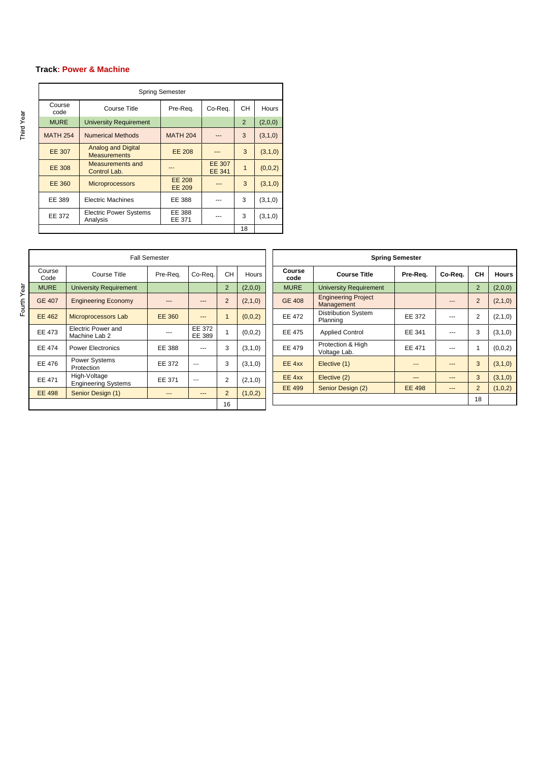**Track: Power & Machine**

Third Year

| Spring Semester | | | | | |
|---|---|---|---|---|---|
| Course code | Course Title | Pre-Req. | Co-Req. | CH | Hours |
| MURE | University Requirement | | | 2 | (2,0,0) |
| MATH 254 | Numerical Methods | MATH 204 | --- | 3 | (3,1,0) |
| EE 307 | Analog and Digital Measurements | EE 208 | --- | 3 | (3,1,0) |
| EE 308 | Measurements and Control Lab. | --- | EE 307 EE 341 | 1 | (0,0,2) |
| EE 360 | Microprocessors | EE 208 EE 209 | --- | 3 | (3,1,0) |
| EE 389 | Electric Machines | EE 388 | --- | 3 | (3,1,0) |
| EE 372 | Electric Power Systems Analysis | EE 388 EE 371 | --- | 3 | (3,1,0) |
| | | | | 18 | |

Fourth Year

| Fall Semester | | | | | |
|---|---|---|---|---|---|
| Course Code | Course Title | Pre-Req. | Co-Req. | CH | Hours |
| MURE | University Requirement | | | 2 | (2,0,0) |
| GE 407 | Engineering Economy | --- | --- | 2 | (2,1,0) |
| EE 462 | Microprocessors Lab | EE 360 | --- | 1 | (0,0,2) |
| EE 473 | Electric Power and Machine Lab 2 | --- | EE 372 EE 389 | 1 | (0,0,2) |
| EE 474 | Power Electronics | EE 388 | --- | 3 | (3,1,0) |
| EE 476 | Power Systems Protection | EE 372 | --- | 3 | (3,1,0) |
| EE 471 | High-Voltage Engineering Systems | EE 371 | --- | 2 | (2,1,0) |
| EE 498 | Senior Design (1) | --- | --- | 2 | (1,0,2) |
| | | | | 16 | |

| **Spring Semester** | | | | | |
|---|---|---|---|---|---|
| **Course code** | **Course Title** | **Pre-Req.** | **Co-Req.** | **CH** | **Hours** |
| MURE | University Requirement | | | 2 | (2,0,0) |
| GE 408 | Engineering Project Management | | --- | 2 | (2,1,0) |
| EE 472 | Distribution System Planning | EE 372 | --- | 2 | (2,1,0) |
| EE 475 | Applied Control | EE 341 | --- | 3 | (3,1,0) |
| EE 479 | Protection & High Voltage Lab. | EE 471 | --- | 1 | (0,0,2) |
| EE 4xx | Elective (1) | --- | --- | 3 | (3,1,0) |
| EE 4xx | Elective (2) | --- | --- | 3 | (3,1,0) |
| EE 499 | Senior Design (2) | EE 498 | --- | 2 | (1,0,2) |
| | | | | 18 | |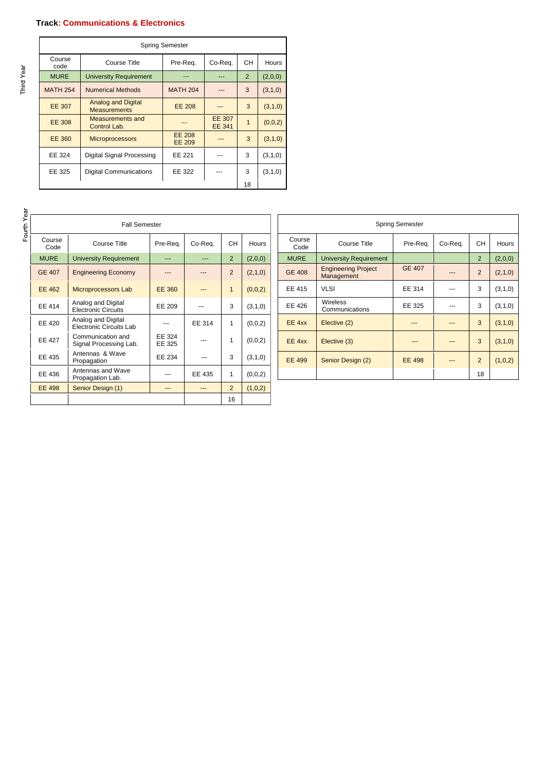### Track: Communications & Electronics

**Third Year**

| Spring Semester | | | | | |
|---|---|---|---|---|---|
| Course code | Course Title | Pre-Req. | Co-Req. | CH | Hours |
| MURE | University Requirement | --- | --- | 2 | (2,0,0) |
| MATH 254 | Numerical Methods | MATH 204 | --- | 3 | (3,1,0) |
| EE 307 | Analog and Digital Measurements | EE 208 | --- | 3 | (3,1,0) |
| EE 308 | Measurements and Control Lab. | --- | EE 307 EE 341 | 1 | (0,0,2) |
| EE 360 | Microprocessors | EE 208 EE 209 | --- | 3 | (3,1,0) |
| EE 324 | Digital Signal Processing | EE 221 | --- | 3 | (3,1,0) |
| EE 325 | Digital Communications | EE 322 | --- | 3 | (3,1,0) |
| | | | | 18 | |

**Fourth Year**

| Fall Semester | | | | | |
|---|---|---|---|---|---|
| Course Code | Course Title | Pre-Req. | Co-Req. | CH | Hours |
| MURE | University Requirement | --- | --- | 2 | (2,0,0) |
| GE 407 | Engineering Economy | --- | --- | 2 | (2,1,0) |
| EE 462 | Microprocessors Lab | EE 360 | --- | 1 | (0,0,2) |
| EE 414 | Analog and Digital Electronic Circuits | EE 209 | --- | 3 | (3,1,0) |
| EE 420 | Analog and Digital Electronic Circuits Lab | --- | EE 314 | 1 | (0,0,2) |
| EE 427 | Communication and Signal Processing Lab. | EE 324 EE 325 | --- | 1 | (0,0,2) |
| EE 435 | Antennas & Wave Propagation | EE 234 | --- | 3 | (3,1,0) |
| EE 436 | Antennas and Wave Propagation Lab. | --- | EE 435 | 1 | (0,0,2) |
| EE 498 | Senior Design (1) | --- | --- | 2 | (1,0,2) |
| | | | | 16 | |

| Spring Semester | | | | | |
|---|---|---|---|---|---|
| Course Code | Course Title | Pre-Req. | Co-Req. | CH | Hours |
| MURE | University Requirement | | | 2 | (2,0,0) |
| GE 408 | Engineering Project Management | GE 407 | --- | 2 | (2,1,0) |
| EE 415 | VLSI | EE 314 | --- | 3 | (3,1,0) |
| EE 426 | Wireless Communications | EE 325 | --- | 3 | (3,1,0) |
| EE 4xx | Elective (2) | --- | --- | 3 | (3,1,0) |
| EE 4xx | Elective (3) | --- | --- | 3 | (3,1,0) |
| EE 499 | Senior Design (2) | EE 498 | --- | 2 | (1,0,2) |
| | | | | 18 | |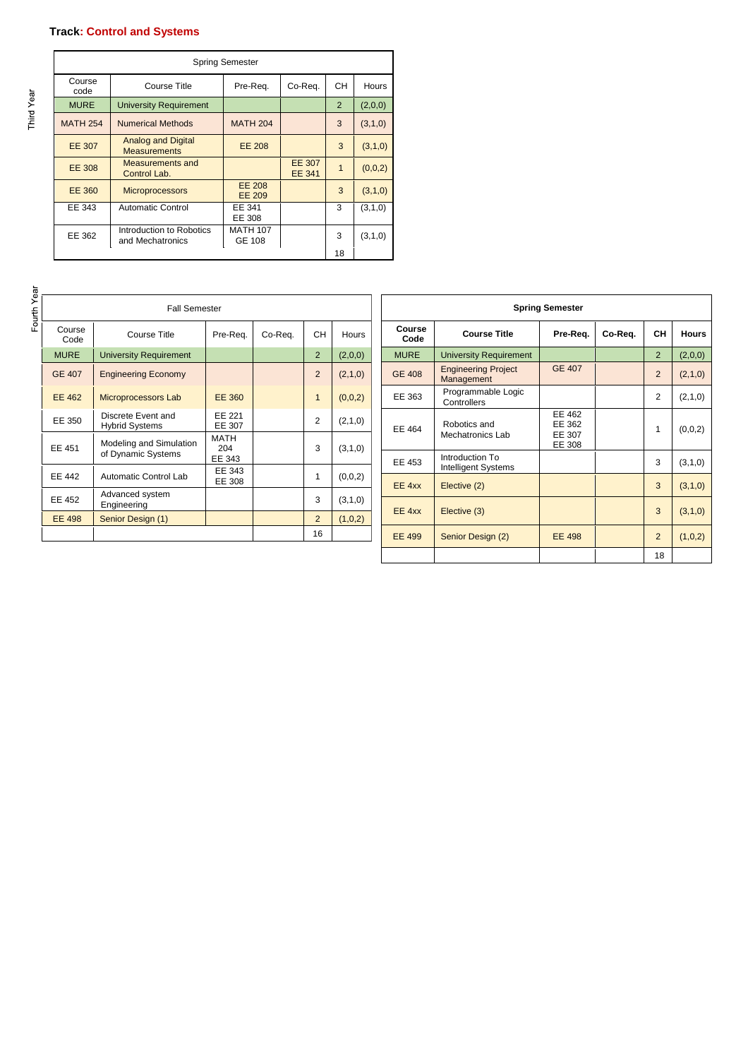## Track: Control and Systems

### Third Year

| Spring Semester | | | | | |
|---|---|---|---|---|---|
| Course code | Course Title | Pre-Req. | Co-Req. | CH | Hours |
| MURE | University Requirement | | | 2 | (2,0,0) |
| MATH 254 | Numerical Methods | MATH 204 | | 3 | (3,1,0) |
| EE 307 | Analog and Digital Measurements | EE 208 | | 3 | (3,1,0) |
| EE 308 | Measurements and Control Lab. | | EE 307 EE 341 | 1 | (0,0,2) |
| EE 360 | Microprocessors | EE 208 EE 209 | | 3 | (3,1,0) |
| EE 343 | Automatic Control | EE 341 EE 308 | | 3 | (3,1,0) |
| EE 362 | Introduction to Robotics and Mechatronics | MATH 107 GE 108 | | 3 | (3,1,0) |
| | | | | 18 | |

### Fourth Year

| Fall Semester | | | | | |
|---|---|---|---|---|---|
| Course Code | Course Title | Pre-Req. | Co-Req. | CH | Hours |
| MURE | University Requirement | | | 2 | (2,0,0) |
| GE 407 | Engineering Economy | | | 2 | (2,1,0) |
| EE 462 | Microprocessors Lab | EE 360 | | 1 | (0,0,2) |
| EE 350 | Discrete Event and Hybrid Systems | EE 221 EE 307 | | 2 | (2,1,0) |
| EE 451 | Modeling and Simulation of Dynamic Systems | MATH 204 EE 343 | | 3 | (3,1,0) |
| EE 442 | Automatic Control Lab | EE 343 EE 308 | | 1 | (0,0,2) |
| EE 452 | Advanced system Engineering | | | 3 | (3,1,0) |
| EE 498 | Senior Design (1) | | | 2 | (1,0,2) |
| | | | | 16 | |

| **Spring Semester** | | | | | |
|---|---|---|---|---|---|
| **Course Code** | **Course Title** | **Pre-Req.** | **Co-Req.** | **CH** | **Hours** |
| MURE | University Requirement | | | 2 | (2,0,0) |
| GE 408 | Engineering Project Management | GE 407 | | 2 | (2,1,0) |
| EE 363 | Programmable Logic Controllers | | | 2 | (2,1,0) |
| EE 464 | Robotics and Mechatronics Lab | EE 462 EE 362 EE 307 EE 308 | | 1 | (0,0,2) |
| EE 453 | Introduction To Intelligent Systems | | | 3 | (3,1,0) |
| EE 4xx | Elective (2) | | | 3 | (3,1,0) |
| EE 4xx | Elective (3) | | | 3 | (3,1,0) |
| EE 499 | Senior Design (2) | EE 498 | | 2 | (1,0,2) |
| | | | | 18 | |